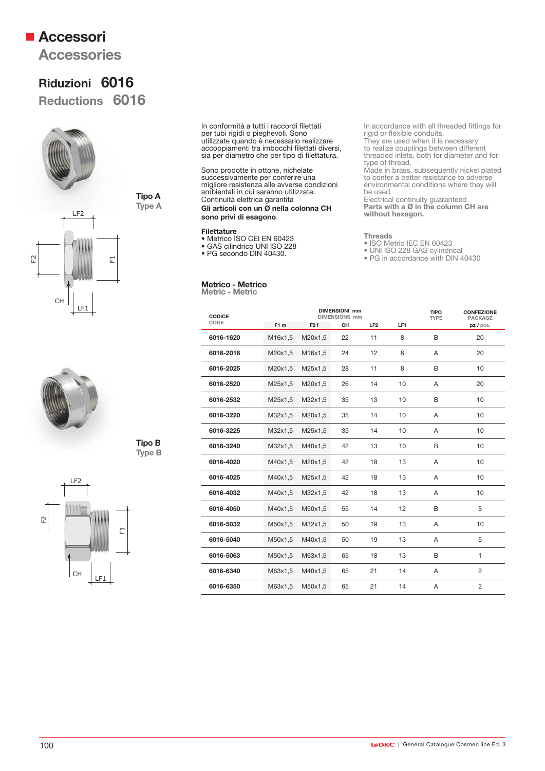# Accessori
## Accessories

## Riduzioni 6016
## Reductions 6016

**Tipo A**
Type A

LF2
F2
F1
CH
LF1

**Tipo B**
Type B

LF2
F2
F1
CH
LF1

In conformità a tutti i raccordi filettati per tubi rigidi o pieghevoli. Sono utilizzate quando è necessario realizzare accoppiamenti tra imbocchi filettati diversi, sia per diametro che per tipo di filettatura.

Sono prodotte in ottone, nichelate successivamente per conferire una migliore resistenza alle avverse condizioni ambientali in cui saranno utilizzate.
Continuità elettrica garantita
**Gli articoli con un Ø nella colonna CH sono privi di esagono.**

**Filettature**
- Metrico ISO CEI EN 60423
- GAS cilindrico UNI ISO 228
- PG secondo DIN 40430.

In accordance with all threaded fittings for rigid or flexible conduits.
They are used when it is necessary to realize couplings between different threaded inlets, both for diameter and for type of thread.
Made in brass, subsequently nickel plated to confer a better resistance to adverse environmental conditions where they will be used.
Electrical continuity guaranteed
**Parts with a Ø in the column CH are without hexagon.**

**Threads**
- ISO Metric IEC EN 60423
- UNI ISO 228 GAS cylindrical
- PG in accordance with DIN 40430

### Metrico - Metrico
Metric - Metric

| CODICE CODE | DIMENSIONI mm DIMENSIONS mm F1 m | F2 f | CH | LF2 | LF1 | TIPO TYPE | CONFEZIONE PACKAGE pz / pcs. |
|---|---|---|---|---|---|---|---|
| 6016-1620 | M16x1,5 | M20x1,5 | 22 | 11 | 8 | B | 20 |
| 6016-2016 | M20x1,5 | M16x1,5 | 24 | 12 | 8 | A | 20 |
| 6016-2025 | M20x1,5 | M25x1,5 | 28 | 11 | 8 | B | 10 |
| 6016-2520 | M25x1,5 | M20x1,5 | 26 | 14 | 10 | A | 20 |
| 6016-2532 | M25x1,5 | M32x1,5 | 35 | 13 | 10 | B | 10 |
| 6016-3220 | M32x1,5 | M20x1,5 | 35 | 14 | 10 | A | 10 |
| 6016-3225 | M32x1,5 | M25x1,5 | 35 | 14 | 10 | A | 10 |
| 6016-3240 | M32x1,5 | M40x1,5 | 42 | 13 | 10 | B | 10 |
| 6016-4020 | M40x1,5 | M20x1,5 | 42 | 18 | 13 | A | 10 |
| 6016-4025 | M40x1,5 | M25x1,5 | 42 | 18 | 13 | A | 10 |
| 6016-4032 | M40x1,5 | M32x1,5 | 42 | 18 | 13 | A | 10 |
| 6016-4050 | M40x1,5 | M50x1,5 | 55 | 14 | 12 | B | 5 |
| 6016-5032 | M50x1,5 | M32x1,5 | 50 | 19 | 13 | A | 10 |
| 6016-5040 | M50x1,5 | M40x1,5 | 50 | 19 | 13 | A | 5 |
| 6016-5063 | M50x1,5 | M63x1,5 | 65 | 18 | 13 | B | 1 |
| 6016-6340 | M63x1,5 | M40x1,5 | 65 | 21 | 14 | A | 2 |
| 6016-6350 | M63x1,5 | M50x1,5 | 65 | 21 | 14 | A | 2 |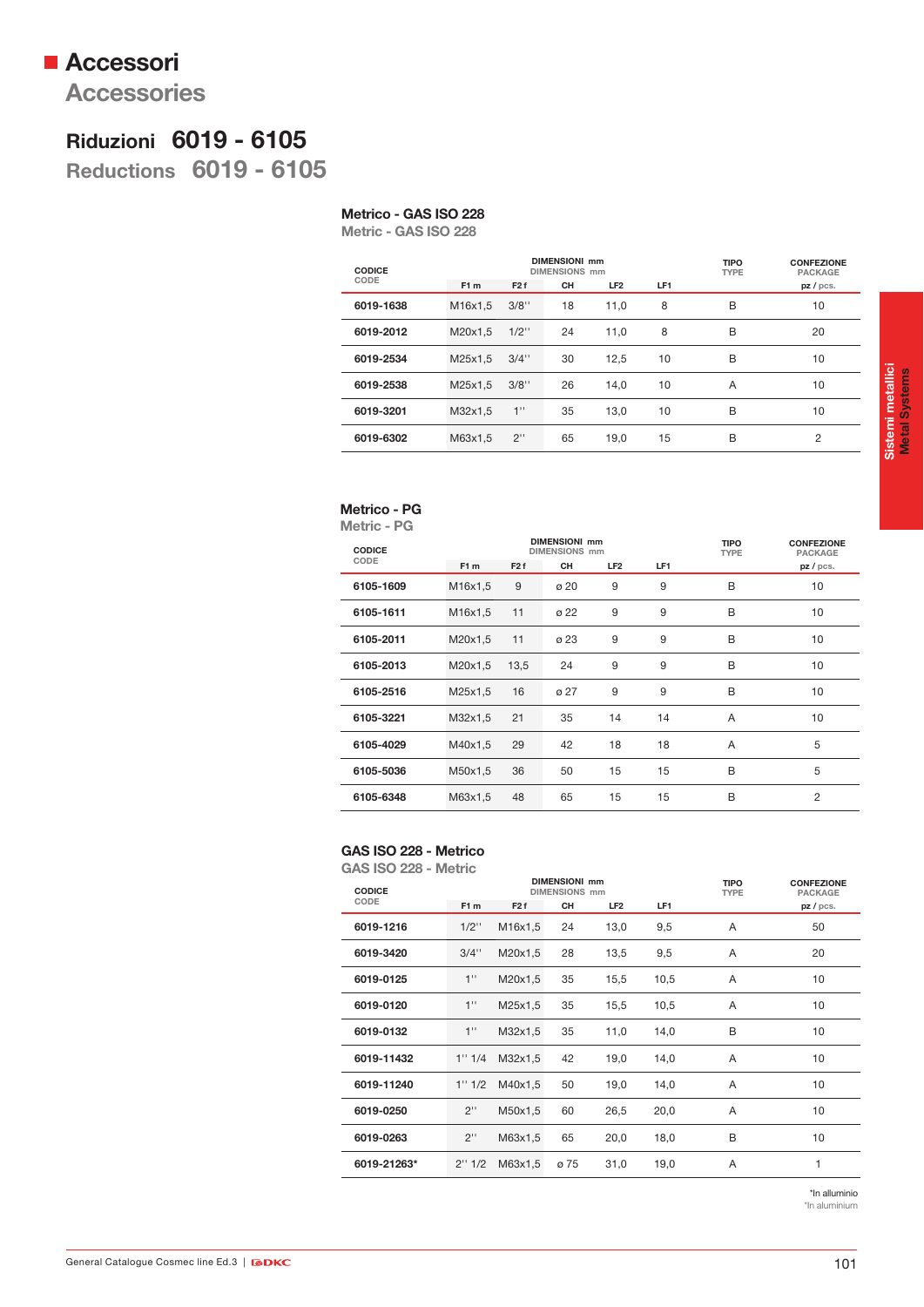# Accessori

## Accessories

### Riduzioni 6019 - 6105

### Reductions 6019 - 6105

**Metrico - GAS ISO 228**
Metric - GAS ISO 228

| CODICE CODE | DIMENSIONI mm DIMENSIONS mm | | | | | TIPO TYPE | CONFEZIONE PACKAGE |
|---|---|---|---|---|---|---|---|
| | F1 m | F2 f | CH | LF2 | LF1 | | pz / pcs. |
| 6019-1638 | M16x1,5 | 3/8'' | 18 | 11,0 | 8 | B | 10 |
| 6019-2012 | M20x1,5 | 1/2'' | 24 | 11,0 | 8 | B | 20 |
| 6019-2534 | M25x1,5 | 3/4'' | 30 | 12,5 | 10 | B | 10 |
| 6019-2538 | M25x1,5 | 3/8'' | 26 | 14,0 | 10 | A | 10 |
| 6019-3201 | M32x1,5 | 1'' | 35 | 13,0 | 10 | B | 10 |
| 6019-6302 | M63x1,5 | 2'' | 65 | 19,0 | 15 | B | 2 |

**Metrico - PG**
Metric - PG

| CODICE CODE | DIMENSIONI mm DIMENSIONS mm | | | | | TIPO TYPE | CONFEZIONE PACKAGE |
|---|---|---|---|---|---|---|---|
| | F1 m | F2 f | CH | LF2 | LF1 | | pz / pcs. |
| 6105-1609 | M16x1,5 | 9 | ø 20 | 9 | 9 | B | 10 |
| 6105-1611 | M16x1,5 | 11 | ø 22 | 9 | 9 | B | 10 |
| 6105-2011 | M20x1,5 | 11 | ø 23 | 9 | 9 | B | 10 |
| 6105-2013 | M20x1,5 | 13,5 | 24 | 9 | 9 | B | 10 |
| 6105-2516 | M25x1,5 | 16 | ø 27 | 9 | 9 | B | 10 |
| 6105-3221 | M32x1,5 | 21 | 35 | 14 | 14 | A | 10 |
| 6105-4029 | M40x1,5 | 29 | 42 | 18 | 18 | A | 5 |
| 6105-5036 | M50x1,5 | 36 | 50 | 15 | 15 | B | 5 |
| 6105-6348 | M63x1,5 | 48 | 65 | 15 | 15 | B | 2 |

**GAS ISO 228 - Metrico**
GAS ISO 228 - Metric

| CODICE CODE | DIMENSIONI mm DIMENSIONS mm | | | | | TIPO TYPE | CONFEZIONE PACKAGE |
|---|---|---|---|---|---|---|---|
| | F1 m | F2 f | CH | LF2 | LF1 | | pz / pcs. |
| 6019-1216 | 1/2'' | M16x1,5 | 24 | 13,0 | 9,5 | A | 50 |
| 6019-3420 | 3/4'' | M20x1,5 | 28 | 13,5 | 9,5 | A | 20 |
| 6019-0125 | 1'' | M20x1,5 | 35 | 15,5 | 10,5 | A | 10 |
| 6019-0120 | 1'' | M25x1,5 | 35 | 15,5 | 10,5 | A | 10 |
| 6019-0132 | 1'' | M32x1,5 | 35 | 11,0 | 14,0 | B | 10 |
| 6019-11432 | 1'' 1/4 | M32x1,5 | 42 | 19,0 | 14,0 | A | 10 |
| 6019-11240 | 1'' 1/2 | M40x1,5 | 50 | 19,0 | 14,0 | A | 10 |
| 6019-0250 | 2'' | M50x1,5 | 60 | 26,5 | 20,0 | A | 10 |
| 6019-0263 | 2'' | M63x1,5 | 65 | 20,0 | 18,0 | B | 10 |
| 6019-21263* | 2'' 1/2 | M63x1,5 | ø 75 | 31,0 | 19,0 | A | 1 |

*In alluminio
*In aluminium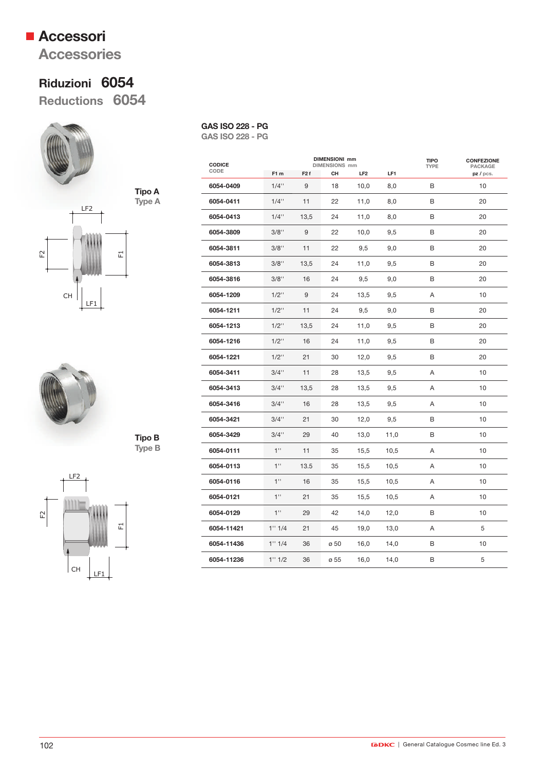# Accessori
## Accessories

### Riduzioni 6054
### Reductions 6054

Tipo A
Type A

Tipo B
Type B

**GAS ISO 228 - PG**
GAS ISO 228 - PG

| CODICE CODE | DIMENSIONI mm DIMENSIONS mm | | | | | TIPO TYPE | CONFEZIONE PACKAGE |
|---|---|---|---|---|---|---|---|
| | F1 m | F2 f | CH | LF2 | LF1 | | pz / pcs. |
| 6054-0409 | 1/4'' | 9 | 18 | 10,0 | 8,0 | B | 10 |
| 6054-0411 | 1/4'' | 11 | 22 | 11,0 | 8,0 | B | 20 |
| 6054-0413 | 1/4'' | 13,5 | 24 | 11,0 | 8,0 | B | 20 |
| 6054-3809 | 3/8'' | 9 | 22 | 10,0 | 9,5 | B | 20 |
| 6054-3811 | 3/8'' | 11 | 22 | 9,5 | 9,0 | B | 20 |
| 6054-3813 | 3/8'' | 13,5 | 24 | 11,0 | 9,5 | B | 20 |
| 6054-3816 | 3/8'' | 16 | 24 | 9,5 | 9,0 | B | 20 |
| 6054-1209 | 1/2'' | 9 | 24 | 13,5 | 9,5 | A | 10 |
| 6054-1211 | 1/2'' | 11 | 24 | 9,5 | 9,0 | B | 20 |
| 6054-1213 | 1/2'' | 13,5 | 24 | 11,0 | 9,5 | B | 20 |
| 6054-1216 | 1/2'' | 16 | 24 | 11,0 | 9,5 | B | 20 |
| 6054-1221 | 1/2'' | 21 | 30 | 12,0 | 9,5 | B | 20 |
| 6054-3411 | 3/4'' | 11 | 28 | 13,5 | 9,5 | A | 10 |
| 6054-3413 | 3/4'' | 13,5 | 28 | 13,5 | 9,5 | A | 10 |
| 6054-3416 | 3/4'' | 16 | 28 | 13,5 | 9,5 | A | 10 |
| 6054-3421 | 3/4'' | 21 | 30 | 12,0 | 9,5 | B | 10 |
| 6054-3429 | 3/4'' | 29 | 40 | 13,0 | 11,0 | B | 10 |
| 6054-0111 | 1'' | 11 | 35 | 15,5 | 10,5 | A | 10 |
| 6054-0113 | 1'' | 13.5 | 35 | 15,5 | 10,5 | A | 10 |
| 6054-0116 | 1'' | 16 | 35 | 15,5 | 10,5 | A | 10 |
| 6054-0121 | 1'' | 21 | 35 | 15,5 | 10,5 | A | 10 |
| 6054-0129 | 1'' | 29 | 42 | 14,0 | 12,0 | B | 10 |
| 6054-11421 | 1'' 1/4 | 21 | 45 | 19,0 | 13,0 | A | 5 |
| 6054-11436 | 1'' 1/4 | 36 | ø 50 | 16,0 | 14,0 | B | 10 |
| 6054-11236 | 1'' 1/2 | 36 | ø 55 | 16,0 | 14,0 | B | 5 |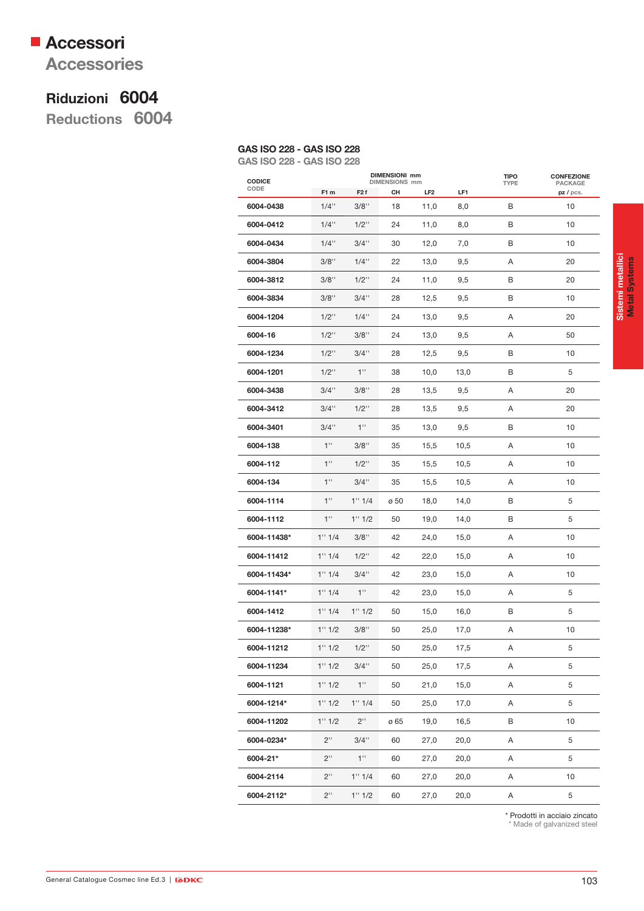# Accessori
## Accessories

### Riduzioni 6004
### Reductions 6004

**GAS ISO 228 - GAS ISO 228**
GAS ISO 228 - GAS ISO 228

| CODICE CODE | DIMENSIONI mm DIMENSIONS mm | | | | | TIPO TYPE | CONFEZIONE PACKAGE |
|---|---|---|---|---|---|---|---|
| | F1 m | F2 f | CH | LF2 | LF1 | | pz / pcs. |
| 6004-0438 | 1/4'' | 3/8'' | 18 | 11,0 | 8,0 | B | 10 |
| 6004-0412 | 1/4'' | 1/2'' | 24 | 11,0 | 8,0 | B | 10 |
| 6004-0434 | 1/4'' | 3/4'' | 30 | 12,0 | 7,0 | B | 10 |
| 6004-3804 | 3/8'' | 1/4'' | 22 | 13,0 | 9,5 | A | 20 |
| 6004-3812 | 3/8'' | 1/2'' | 24 | 11,0 | 9,5 | B | 20 |
| 6004-3834 | 3/8'' | 3/4'' | 28 | 12,5 | 9,5 | B | 10 |
| 6004-1204 | 1/2'' | 1/4'' | 24 | 13,0 | 9,5 | A | 20 |
| 6004-16 | 1/2'' | 3/8'' | 24 | 13,0 | 9,5 | A | 50 |
| 6004-1234 | 1/2'' | 3/4'' | 28 | 12,5 | 9,5 | B | 10 |
| 6004-1201 | 1/2'' | 1'' | 38 | 10,0 | 13,0 | B | 5 |
| 6004-3438 | 3/4'' | 3/8'' | 28 | 13,5 | 9,5 | A | 20 |
| 6004-3412 | 3/4'' | 1/2'' | 28 | 13,5 | 9,5 | A | 20 |
| 6004-3401 | 3/4'' | 1'' | 35 | 13,0 | 9,5 | B | 10 |
| 6004-138 | 1'' | 3/8'' | 35 | 15,5 | 10,5 | A | 10 |
| 6004-112 | 1'' | 1/2'' | 35 | 15,5 | 10,5 | A | 10 |
| 6004-134 | 1'' | 3/4'' | 35 | 15,5 | 10,5 | A | 10 |
| 6004-1114 | 1'' | 1'' 1/4 | ø 50 | 18,0 | 14,0 | B | 5 |
| 6004-1112 | 1'' | 1'' 1/2 | 50 | 19,0 | 14,0 | B | 5 |
| 6004-11438* | 1'' 1/4 | 3/8'' | 42 | 24,0 | 15,0 | A | 10 |
| 6004-11412 | 1'' 1/4 | 1/2'' | 42 | 22,0 | 15,0 | A | 10 |
| 6004-11434* | 1'' 1/4 | 3/4'' | 42 | 23,0 | 15,0 | A | 10 |
| 6004-1141* | 1'' 1/4 | 1'' | 42 | 23,0 | 15,0 | A | 5 |
| 6004-1412 | 1'' 1/4 | 1'' 1/2 | 50 | 15,0 | 16,0 | B | 5 |
| 6004-11238* | 1'' 1/2 | 3/8'' | 50 | 25,0 | 17,0 | A | 10 |
| 6004-11212 | 1'' 1/2 | 1/2'' | 50 | 25,0 | 17,5 | A | 5 |
| 6004-11234 | 1'' 1/2 | 3/4'' | 50 | 25,0 | 17,5 | A | 5 |
| 6004-1121 | 1'' 1/2 | 1'' | 50 | 21,0 | 15,0 | A | 5 |
| 6004-1214* | 1'' 1/2 | 1'' 1/4 | 50 | 25,0 | 17,0 | A | 5 |
| 6004-11202 | 1'' 1/2 | 2'' | ø 65 | 19,0 | 16,5 | B | 10 |
| 6004-0234* | 2'' | 3/4'' | 60 | 27,0 | 20,0 | A | 5 |
| 6004-21* | 2'' | 1'' | 60 | 27,0 | 20,0 | A | 5 |
| 6004-2114 | 2'' | 1'' 1/4 | 60 | 27,0 | 20,0 | A | 10 |
| 6004-2112* | 2'' | 1'' 1/2 | 60 | 27,0 | 20,0 | A | 5 |

\* Prodotti in acciaio zincato
\* Made of galvanized steel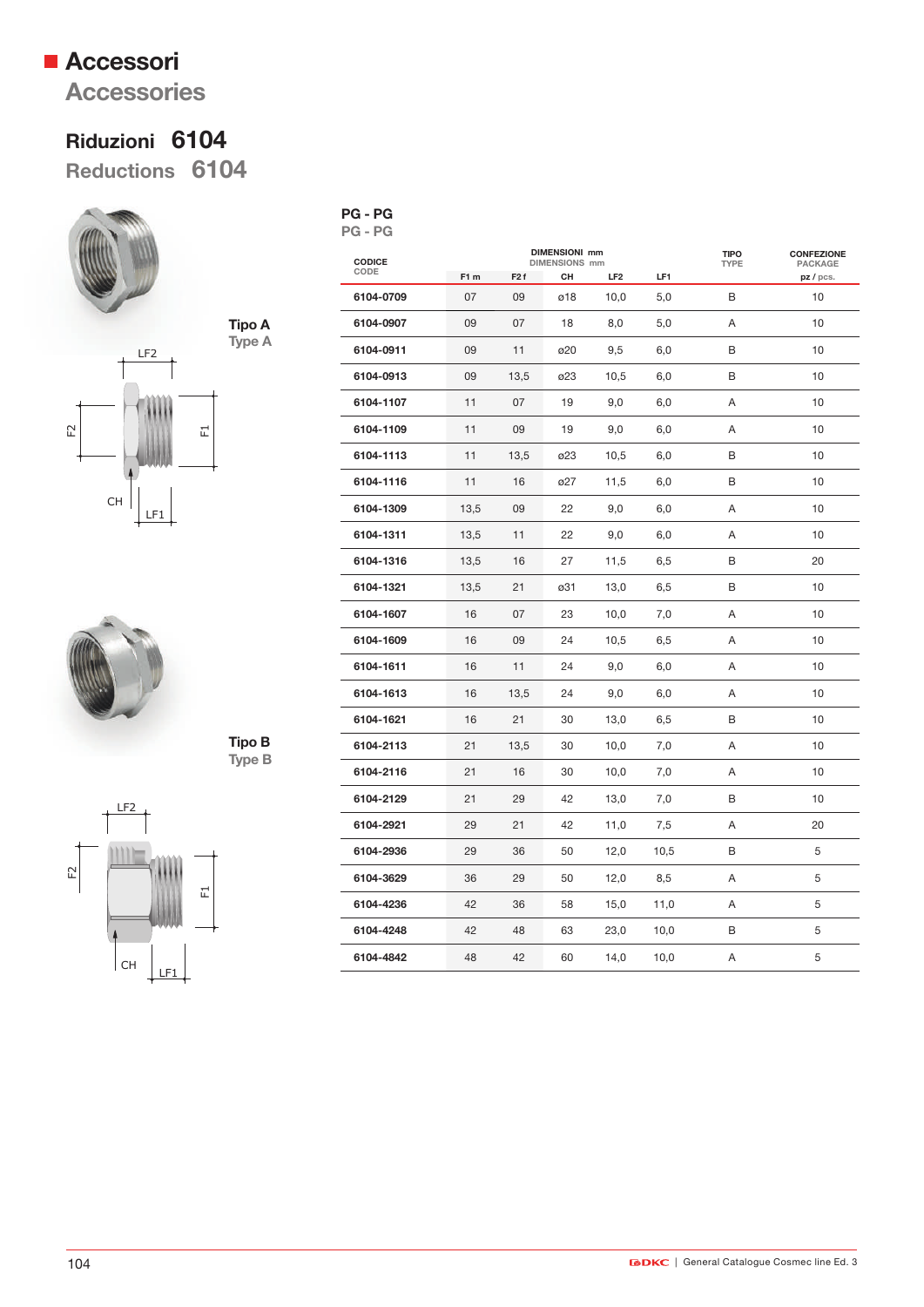# Accessori
## Accessories

### Riduzioni 6104
### Reductions 6104

**Tipo A**
Type A

LF2
F2
F1
CH
LF1

**Tipo B**
Type B

LF2
F2
F1
CH
LF1

**PG - PG**
PG - PG

| CODICE CODE | DIMENSIONI mm DIMENSIONS mm | | | | | TIPO TYPE | CONFEZIONE PACKAGE |
|---|---|---|---|---|---|---|---|
| | F1 m | F2 f | CH | LF2 | LF1 | | pz / pcs. |
| 6104-0709 | 07 | 09 | ø18 | 10,0 | 5,0 | B | 10 |
| 6104-0907 | 09 | 07 | 18 | 8,0 | 5,0 | A | 10 |
| 6104-0911 | 09 | 11 | ø20 | 9,5 | 6,0 | B | 10 |
| 6104-0913 | 09 | 13,5 | ø23 | 10,5 | 6,0 | B | 10 |
| 6104-1107 | 11 | 07 | 19 | 9,0 | 6,0 | A | 10 |
| 6104-1109 | 11 | 09 | 19 | 9,0 | 6,0 | A | 10 |
| 6104-1113 | 11 | 13,5 | ø23 | 10,5 | 6,0 | B | 10 |
| 6104-1116 | 11 | 16 | ø27 | 11,5 | 6,0 | B | 10 |
| 6104-1309 | 13,5 | 09 | 22 | 9,0 | 6,0 | A | 10 |
| 6104-1311 | 13,5 | 11 | 22 | 9,0 | 6,0 | A | 10 |
| 6104-1316 | 13,5 | 16 | 27 | 11,5 | 6,5 | B | 20 |
| 6104-1321 | 13,5 | 21 | ø31 | 13,0 | 6,5 | B | 10 |
| 6104-1607 | 16 | 07 | 23 | 10,0 | 7,0 | A | 10 |
| 6104-1609 | 16 | 09 | 24 | 10,5 | 6,5 | A | 10 |
| 6104-1611 | 16 | 11 | 24 | 9,0 | 6,0 | A | 10 |
| 6104-1613 | 16 | 13,5 | 24 | 9,0 | 6,0 | A | 10 |
| 6104-1621 | 16 | 21 | 30 | 13,0 | 6,5 | B | 10 |
| 6104-2113 | 21 | 13,5 | 30 | 10,0 | 7,0 | A | 10 |
| 6104-2116 | 21 | 16 | 30 | 10,0 | 7,0 | A | 10 |
| 6104-2129 | 21 | 29 | 42 | 13,0 | 7,0 | B | 10 |
| 6104-2921 | 29 | 21 | 42 | 11,0 | 7,5 | A | 20 |
| 6104-2936 | 29 | 36 | 50 | 12,0 | 10,5 | B | 5 |
| 6104-3629 | 36 | 29 | 50 | 12,0 | 8,5 | A | 5 |
| 6104-4236 | 42 | 36 | 58 | 15,0 | 11,0 | A | 5 |
| 6104-4248 | 42 | 48 | 63 | 23,0 | 10,0 | B | 5 |
| 6104-4842 | 48 | 42 | 60 | 14,0 | 10,0 | A | 5 |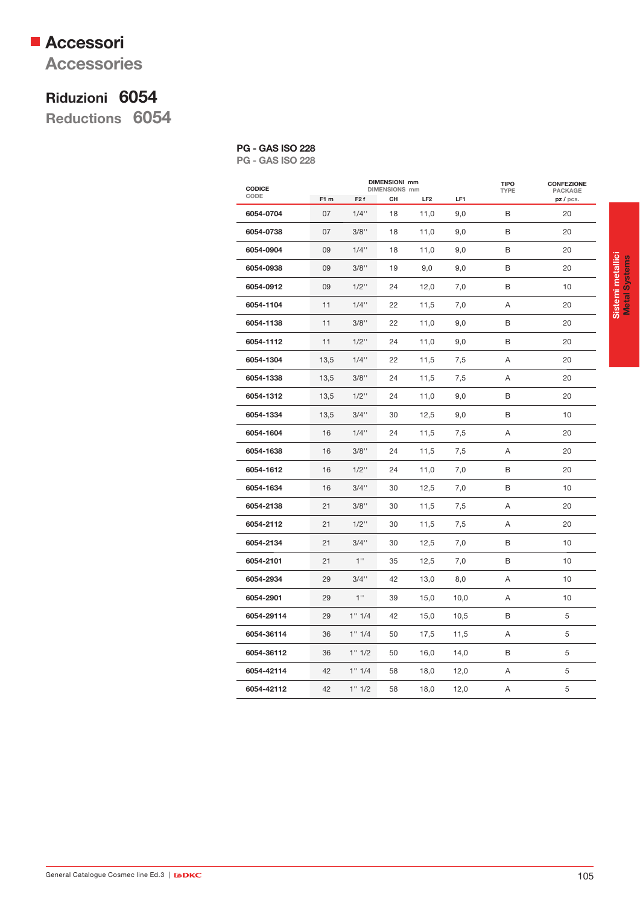# Accessori
## Accessories

### Riduzioni 6054
### Reductions 6054

**PG - GAS ISO 228**
PG - GAS ISO 228

| CODICE CODE | DIMENSIONI mm DIMENSIONS mm | | | | | TIPO TYPE | CONFEZIONE PACKAGE |
|---|---|---|---|---|---|---|---|
| | F1 m | F2 f | CH | LF2 | LF1 | | pz / pcs. |
| **6054-0704** | 07 | 1/4'' | 18 | 11,0 | 9,0 | B | 20 |
| **6054-0738** | 07 | 3/8'' | 18 | 11,0 | 9,0 | B | 20 |
| **6054-0904** | 09 | 1/4'' | 18 | 11,0 | 9,0 | B | 20 |
| **6054-0938** | 09 | 3/8'' | 19 | 9,0 | 9,0 | B | 20 |
| **6054-0912** | 09 | 1/2'' | 24 | 12,0 | 7,0 | B | 10 |
| **6054-1104** | 11 | 1/4'' | 22 | 11,5 | 7,0 | A | 20 |
| **6054-1138** | 11 | 3/8'' | 22 | 11,0 | 9,0 | B | 20 |
| **6054-1112** | 11 | 1/2'' | 24 | 11,0 | 9,0 | B | 20 |
| **6054-1304** | 13,5 | 1/4'' | 22 | 11,5 | 7,5 | A | 20 |
| **6054-1338** | 13,5 | 3/8'' | 24 | 11,5 | 7,5 | A | 20 |
| **6054-1312** | 13,5 | 1/2'' | 24 | 11,0 | 9,0 | B | 20 |
| **6054-1334** | 13,5 | 3/4'' | 30 | 12,5 | 9,0 | B | 10 |
| **6054-1604** | 16 | 1/4'' | 24 | 11,5 | 7,5 | A | 20 |
| **6054-1638** | 16 | 3/8'' | 24 | 11,5 | 7,5 | A | 20 |
| **6054-1612** | 16 | 1/2'' | 24 | 11,0 | 7,0 | B | 20 |
| **6054-1634** | 16 | 3/4'' | 30 | 12,5 | 7,0 | B | 10 |
| **6054-2138** | 21 | 3/8'' | 30 | 11,5 | 7,5 | A | 20 |
| **6054-2112** | 21 | 1/2'' | 30 | 11,5 | 7,5 | A | 20 |
| **6054-2134** | 21 | 3/4'' | 30 | 12,5 | 7,0 | B | 10 |
| **6054-2101** | 21 | 1'' | 35 | 12,5 | 7,0 | B | 10 |
| **6054-2934** | 29 | 3/4'' | 42 | 13,0 | 8,0 | A | 10 |
| **6054-2901** | 29 | 1'' | 39 | 15,0 | 10,0 | A | 10 |
| **6054-29114** | 29 | 1'' 1/4 | 42 | 15,0 | 10,5 | B | 5 |
| **6054-36114** | 36 | 1'' 1/4 | 50 | 17,5 | 11,5 | A | 5 |
| **6054-36112** | 36 | 1'' 1/2 | 50 | 16,0 | 14,0 | B | 5 |
| **6054-42114** | 42 | 1'' 1/4 | 58 | 18,0 | 12,0 | A | 5 |
| **6054-42112** | 42 | 1'' 1/2 | 58 | 18,0 | 12,0 | A | 5 |